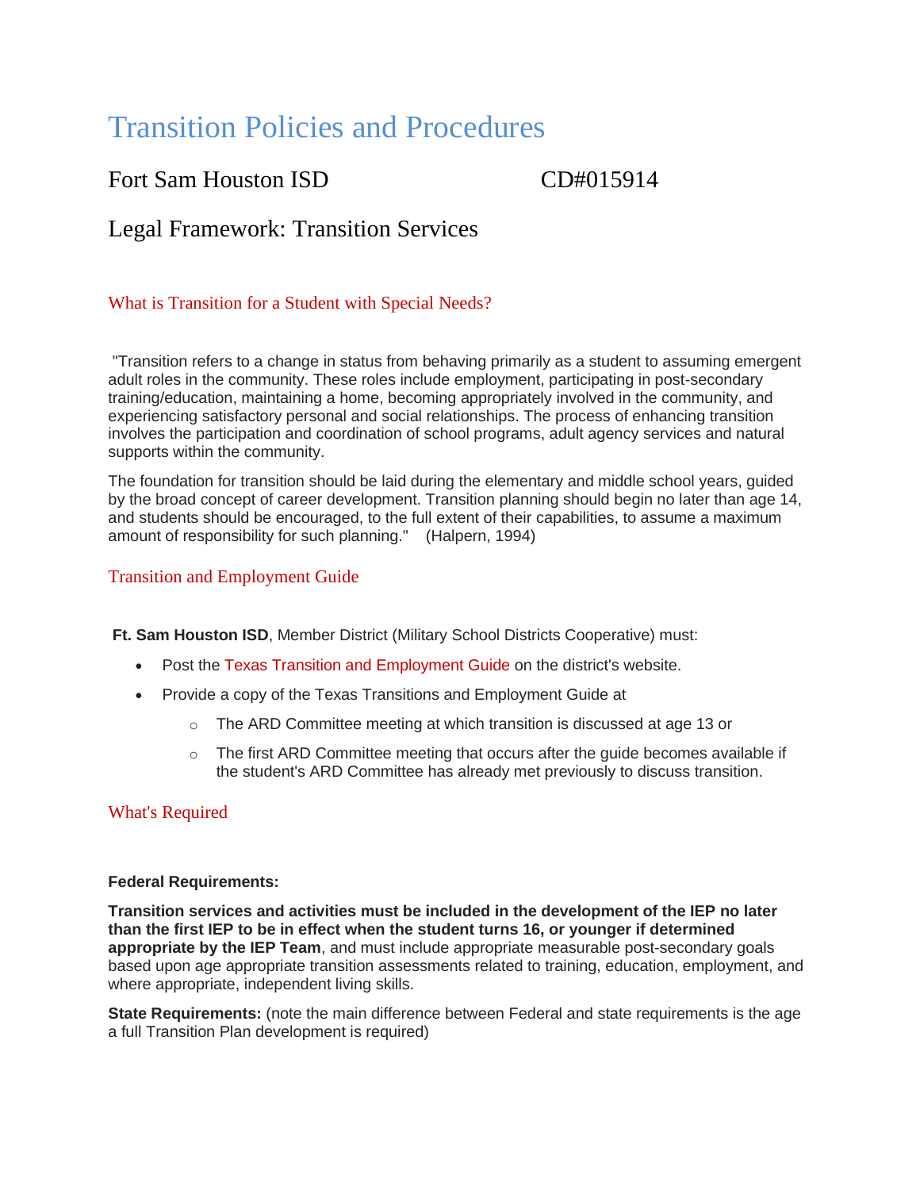# Transition Policies and Procedures

## Fort Sam Houston ISD CD#015914

## Legal Framework: Transition Services

### What is Transition for a Student with Special Needs?

"Transition refers to a change in status from behaving primarily as a student to assuming emergent adult roles in the community. These roles include employment, participating in post-secondary training/education, maintaining a home, becoming appropriately involved in the community, and experiencing satisfactory personal and social relationships. The process of enhancing transition involves the participation and coordination of school programs, adult agency services and natural supports within the community.

The foundation for transition should be laid during the elementary and middle school years, guided by the broad concept of career development. Transition planning should begin no later than age 14, and students should be encouraged, to the full extent of their capabilities, to assume a maximum amount of responsibility for such planning." (Halpern, 1994)

### Transition and Employment Guide

**Ft. Sam Houston ISD**, Member District (Military School Districts Cooperative) must:

- Post the Texas Transition and Employment Guide on the district's website.
- Provide a copy of the Texas Transitions and Employment Guide at
  - The ARD Committee meeting at which transition is discussed at age 13 or
  - The first ARD Committee meeting that occurs after the guide becomes available if the student's ARD Committee has already met previously to discuss transition.

### What's Required

**Federal Requirements:**

**Transition services and activities must be included in the development of the IEP no later than the first IEP to be in effect when the student turns 16, or younger if determined appropriate by the IEP Team**, and must include appropriate measurable post-secondary goals based upon age appropriate transition assessments related to training, education, employment, and where appropriate, independent living skills.

**State Requirements:** (note the main difference between Federal and state requirements is the age a full Transition Plan development is required)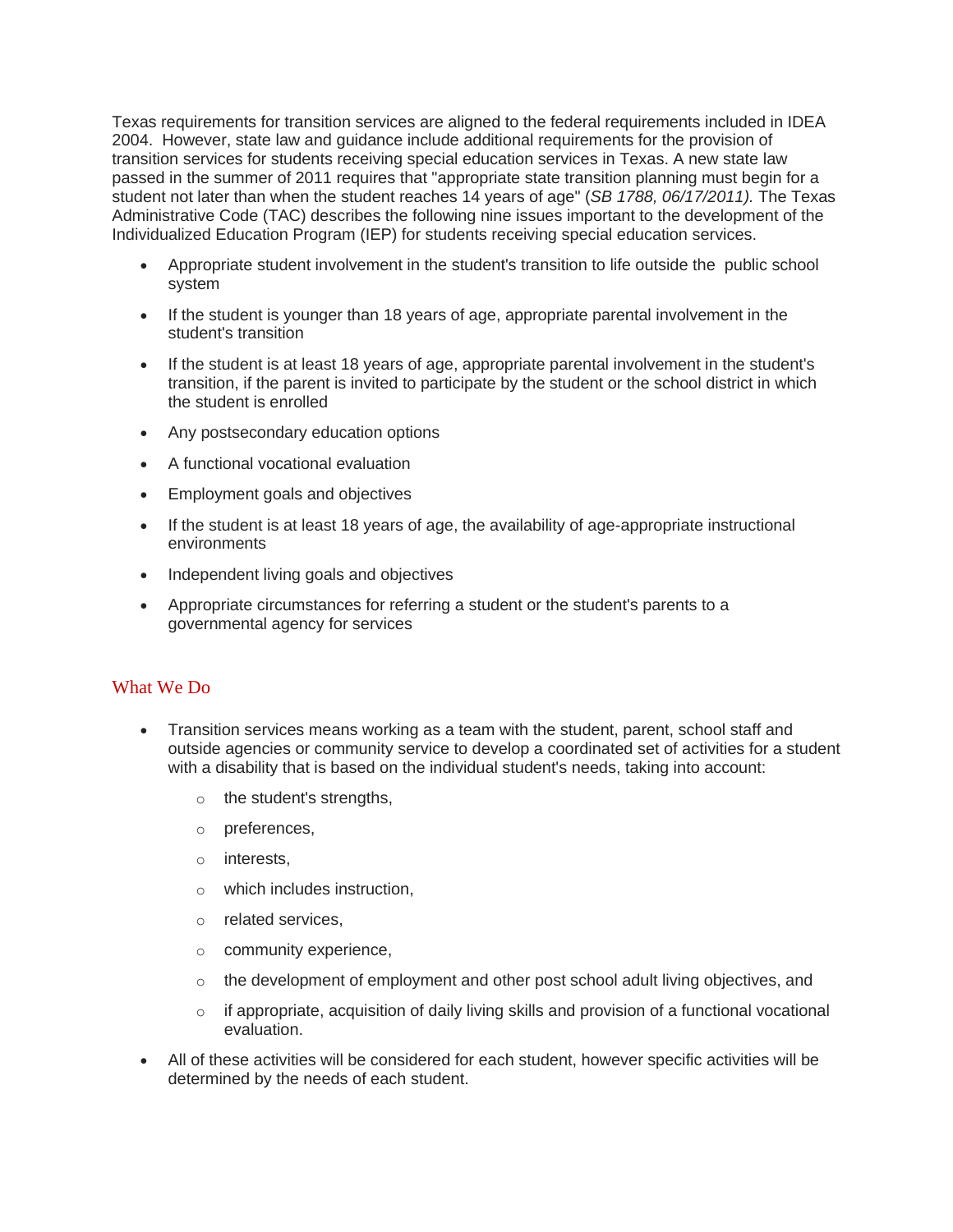Texas requirements for transition services are aligned to the federal requirements included in IDEA 2004. However, state law and guidance include additional requirements for the provision of transition services for students receiving special education services in Texas. A new state law passed in the summer of 2011 requires that "appropriate state transition planning must begin for a student not later than when the student reaches 14 years of age" (*SB 1788, 06/17/2011).* The Texas Administrative Code (TAC) describes the following nine issues important to the development of the Individualized Education Program (IEP) for students receiving special education services.

- Appropriate student involvement in the student's transition to life outside the public school system
- If the student is younger than 18 years of age, appropriate parental involvement in the student's transition
- If the student is at least 18 years of age, appropriate parental involvement in the student's transition, if the parent is invited to participate by the student or the school district in which the student is enrolled
- Any postsecondary education options
- A functional vocational evaluation
- Employment goals and objectives
- If the student is at least 18 years of age, the availability of age-appropriate instructional environments
- Independent living goals and objectives
- Appropriate circumstances for referring a student or the student's parents to a governmental agency for services

## What We Do

- Transition services means working as a team with the student, parent, school staff and outside agencies or community service to develop a coordinated set of activities for a student with a disability that is based on the individual student's needs, taking into account:
  - the student's strengths,
  - preferences,
  - interests,
  - which includes instruction,
  - related services,
  - community experience,
  - the development of employment and other post school adult living objectives, and
  - if appropriate, acquisition of daily living skills and provision of a functional vocational evaluation.
- All of these activities will be considered for each student, however specific activities will be determined by the needs of each student.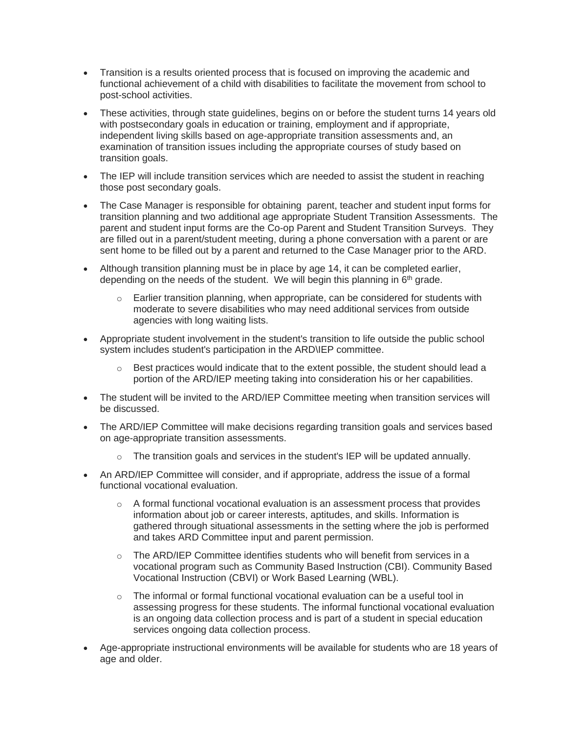- Transition is a results oriented process that is focused on improving the academic and functional achievement of a child with disabilities to facilitate the movement from school to post-school activities.
- These activities, through state guidelines, begins on or before the student turns 14 years old with postsecondary goals in education or training, employment and if appropriate, independent living skills based on age-appropriate transition assessments and, an examination of transition issues including the appropriate courses of study based on transition goals.
- The IEP will include transition services which are needed to assist the student in reaching those post secondary goals.
- The Case Manager is responsible for obtaining parent, teacher and student input forms for transition planning and two additional age appropriate Student Transition Assessments. The parent and student input forms are the Co-op Parent and Student Transition Surveys. They are filled out in a parent/student meeting, during a phone conversation with a parent or are sent home to be filled out by a parent and returned to the Case Manager prior to the ARD.
- Although transition planning must be in place by age 14, it can be completed earlier, depending on the needs of the student. We will begin this planning in 6th grade.
    - Earlier transition planning, when appropriate, can be considered for students with moderate to severe disabilities who may need additional services from outside agencies with long waiting lists.
- Appropriate student involvement in the student's transition to life outside the public school system includes student's participation in the ARD\IEP committee.
    - Best practices would indicate that to the extent possible, the student should lead a portion of the ARD/IEP meeting taking into consideration his or her capabilities.
- The student will be invited to the ARD/IEP Committee meeting when transition services will be discussed.
- The ARD/IEP Committee will make decisions regarding transition goals and services based on age-appropriate transition assessments.
    - The transition goals and services in the student's IEP will be updated annually.
- An ARD/IEP Committee will consider, and if appropriate, address the issue of a formal functional vocational evaluation.
    - A formal functional vocational evaluation is an assessment process that provides information about job or career interests, aptitudes, and skills. Information is gathered through situational assessments in the setting where the job is performed and takes ARD Committee input and parent permission.
    - The ARD/IEP Committee identifies students who will benefit from services in a vocational program such as Community Based Instruction (CBI). Community Based Vocational Instruction (CBVI) or Work Based Learning (WBL).
    - The informal or formal functional vocational evaluation can be a useful tool in assessing progress for these students. The informal functional vocational evaluation is an ongoing data collection process and is part of a student in special education services ongoing data collection process.
- Age-appropriate instructional environments will be available for students who are 18 years of age and older.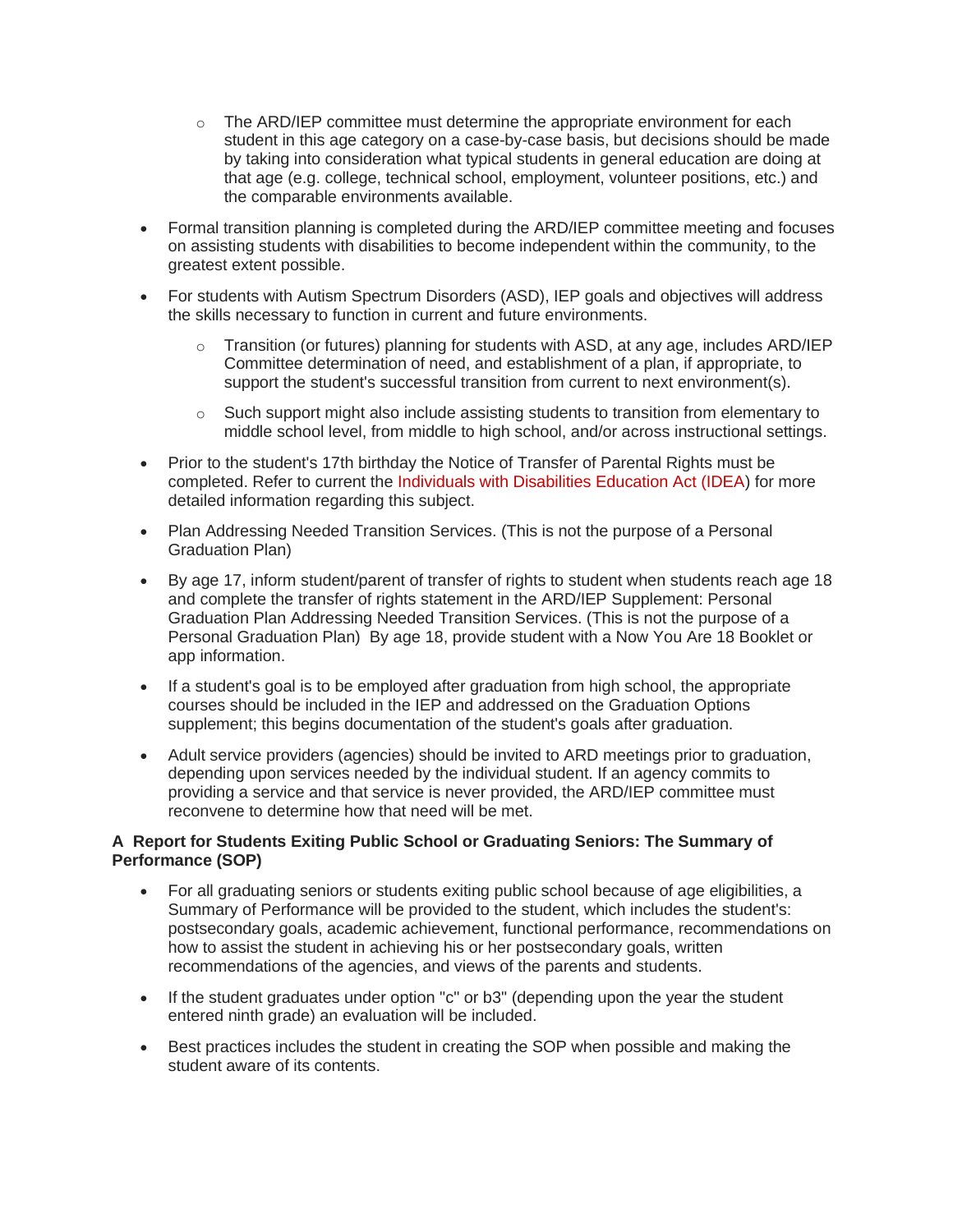- The ARD/IEP committee must determine the appropriate environment for each student in this age category on a case-by-case basis, but decisions should be made by taking into consideration what typical students in general education are doing at that age (e.g. college, technical school, employment, volunteer positions, etc.) and the comparable environments available.

- Formal transition planning is completed during the ARD/IEP committee meeting and focuses on assisting students with disabilities to become independent within the community, to the greatest extent possible.
- For students with Autism Spectrum Disorders (ASD), IEP goals and objectives will address the skills necessary to function in current and future environments.
  - Transition (or futures) planning for students with ASD, at any age, includes ARD/IEP Committee determination of need, and establishment of a plan, if appropriate, to support the student's successful transition from current to next environment(s).
  - Such support might also include assisting students to transition from elementary to middle school level, from middle to high school, and/or across instructional settings.
- Prior to the student's 17th birthday the Notice of Transfer of Parental Rights must be completed. Refer to current the Individuals with Disabilities Education Act (IDEA) for more detailed information regarding this subject.
- Plan Addressing Needed Transition Services. (This is not the purpose of a Personal Graduation Plan)
- By age 17, inform student/parent of transfer of rights to student when students reach age 18 and complete the transfer of rights statement in the ARD/IEP Supplement: Personal Graduation Plan Addressing Needed Transition Services. (This is not the purpose of a Personal Graduation Plan) By age 18, provide student with a Now You Are 18 Booklet or app information.
- If a student's goal is to be employed after graduation from high school, the appropriate courses should be included in the IEP and addressed on the Graduation Options supplement; this begins documentation of the student's goals after graduation.
- Adult service providers (agencies) should be invited to ARD meetings prior to graduation, depending upon services needed by the individual student. If an agency commits to providing a service and that service is never provided, the ARD/IEP committee must reconvene to determine how that need will be met.

**A Report for Students Exiting Public School or Graduating Seniors: The Summary of Performance (SOP)**

- For all graduating seniors or students exiting public school because of age eligibilities, a Summary of Performance will be provided to the student, which includes the student's: postsecondary goals, academic achievement, functional performance, recommendations on how to assist the student in achieving his or her postsecondary goals, written recommendations of the agencies, and views of the parents and students.
- If the student graduates under option "c" or b3" (depending upon the year the student entered ninth grade) an evaluation will be included.
- Best practices includes the student in creating the SOP when possible and making the student aware of its contents.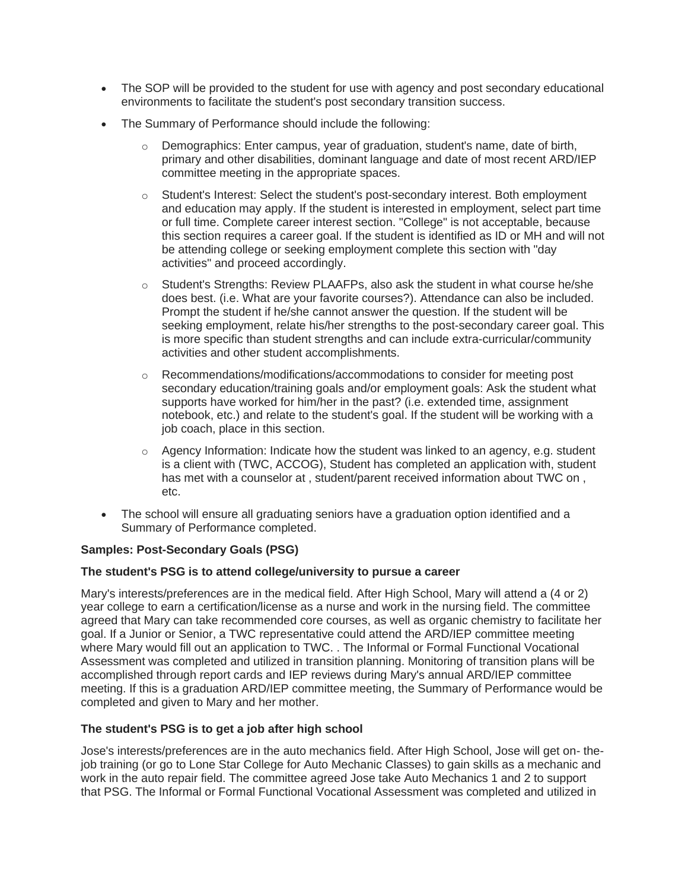- The SOP will be provided to the student for use with agency and post secondary educational environments to facilitate the student's post secondary transition success.
- The Summary of Performance should include the following:
  - Demographics: Enter campus, year of graduation, student's name, date of birth, primary and other disabilities, dominant language and date of most recent ARD/IEP committee meeting in the appropriate spaces.
  - Student's Interest: Select the student's post-secondary interest. Both employment and education may apply. If the student is interested in employment, select part time or full time. Complete career interest section. "College" is not acceptable, because this section requires a career goal. If the student is identified as ID or MH and will not be attending college or seeking employment complete this section with "day activities" and proceed accordingly.
  - Student's Strengths: Review PLAAFPs, also ask the student in what course he/she does best. (i.e. What are your favorite courses?). Attendance can also be included. Prompt the student if he/she cannot answer the question. If the student will be seeking employment, relate his/her strengths to the post-secondary career goal. This is more specific than student strengths and can include extra-curricular/community activities and other student accomplishments.
  - Recommendations/modifications/accommodations to consider for meeting post secondary education/training goals and/or employment goals: Ask the student what supports have worked for him/her in the past? (i.e. extended time, assignment notebook, etc.) and relate to the student's goal. If the student will be working with a job coach, place in this section.
  - Agency Information: Indicate how the student was linked to an agency, e.g. student is a client with (TWC, ACCOG), Student has completed an application with, student has met with a counselor at , student/parent received information about TWC on , etc.
- The school will ensure all graduating seniors have a graduation option identified and a Summary of Performance completed.

**Samples: Post-Secondary Goals (PSG)**

**The student's PSG is to attend college/university to pursue a career**

Mary's interests/preferences are in the medical field. After High School, Mary will attend a (4 or 2) year college to earn a certification/license as a nurse and work in the nursing field. The committee agreed that Mary can take recommended core courses, as well as organic chemistry to facilitate her goal. If a Junior or Senior, a TWC representative could attend the ARD/IEP committee meeting where Mary would fill out an application to TWC. . The Informal or Formal Functional Vocational Assessment was completed and utilized in transition planning. Monitoring of transition plans will be accomplished through report cards and IEP reviews during Mary's annual ARD/IEP committee meeting. If this is a graduation ARD/IEP committee meeting, the Summary of Performance would be completed and given to Mary and her mother.

**The student's PSG is to get a job after high school**

Jose's interests/preferences are in the auto mechanics field. After High School, Jose will get on- the-job training (or go to Lone Star College for Auto Mechanic Classes) to gain skills as a mechanic and work in the auto repair field. The committee agreed Jose take Auto Mechanics 1 and 2 to support that PSG. The Informal or Formal Functional Vocational Assessment was completed and utilized in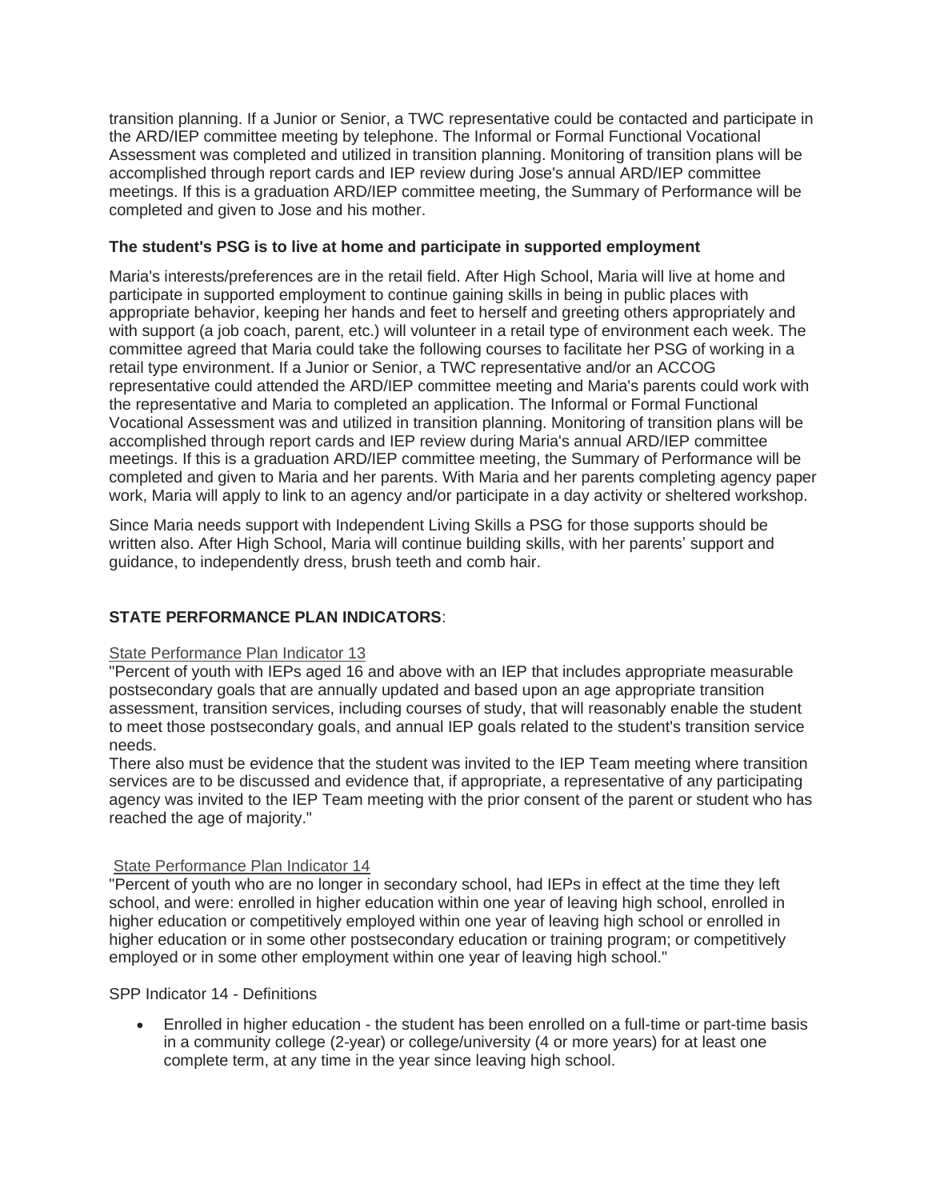transition planning. If a Junior or Senior, a TWC representative could be contacted and participate in the ARD/IEP committee meeting by telephone. The Informal or Formal Functional Vocational Assessment was completed and utilized in transition planning. Monitoring of transition plans will be accomplished through report cards and IEP review during Jose's annual ARD/IEP committee meetings. If this is a graduation ARD/IEP committee meeting, the Summary of Performance will be completed and given to Jose and his mother.

**The student's PSG is to live at home and participate in supported employment**

Maria's interests/preferences are in the retail field. After High School, Maria will live at home and participate in supported employment to continue gaining skills in being in public places with appropriate behavior, keeping her hands and feet to herself and greeting others appropriately and with support (a job coach, parent, etc.) will volunteer in a retail type of environment each week. The committee agreed that Maria could take the following courses to facilitate her PSG of working in a retail type environment. If a Junior or Senior, a TWC representative and/or an ACCOG representative could attended the ARD/IEP committee meeting and Maria's parents could work with the representative and Maria to completed an application. The Informal or Formal Functional Vocational Assessment was and utilized in transition planning. Monitoring of transition plans will be accomplished through report cards and IEP review during Maria's annual ARD/IEP committee meetings. If this is a graduation ARD/IEP committee meeting, the Summary of Performance will be completed and given to Maria and her parents. With Maria and her parents completing agency paper work, Maria will apply to link to an agency and/or participate in a day activity or sheltered workshop.

Since Maria needs support with Independent Living Skills a PSG for those supports should be written also. After High School, Maria will continue building skills, with her parents' support and guidance, to independently dress, brush teeth and comb hair.

**STATE PERFORMANCE PLAN INDICATORS**:

State Performance Plan Indicator 13

"Percent of youth with IEPs aged 16 and above with an IEP that includes appropriate measurable postsecondary goals that are annually updated and based upon an age appropriate transition assessment, transition services, including courses of study, that will reasonably enable the student to meet those postsecondary goals, and annual IEP goals related to the student's transition service needs.

There also must be evidence that the student was invited to the IEP Team meeting where transition services are to be discussed and evidence that, if appropriate, a representative of any participating agency was invited to the IEP Team meeting with the prior consent of the parent or student who has reached the age of majority."

State Performance Plan Indicator 14

"Percent of youth who are no longer in secondary school, had IEPs in effect at the time they left school, and were: enrolled in higher education within one year of leaving high school, enrolled in higher education or competitively employed within one year of leaving high school or enrolled in higher education or in some other postsecondary education or training program; or competitively employed or in some other employment within one year of leaving high school."

SPP Indicator 14 - Definitions

- Enrolled in higher education - the student has been enrolled on a full-time or part-time basis in a community college (2-year) or college/university (4 or more years) for at least one complete term, at any time in the year since leaving high school.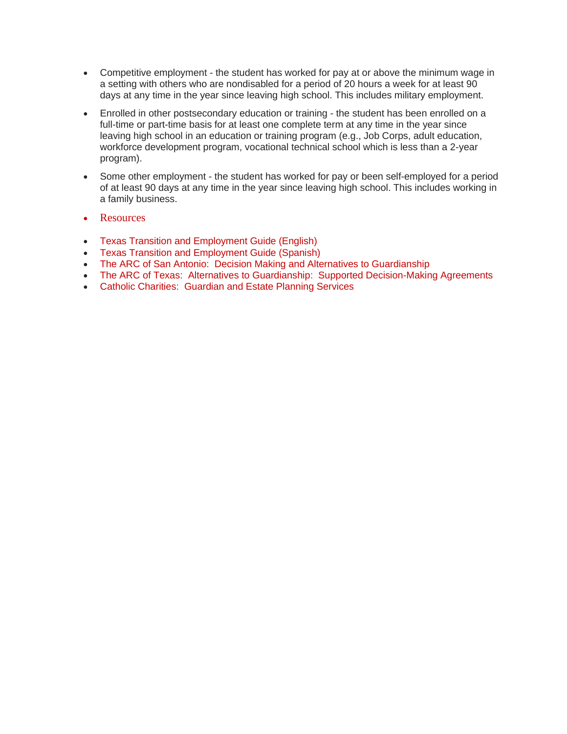- Competitive employment - the student has worked for pay at or above the minimum wage in a setting with others who are nondisabled for a period of 20 hours a week for at least 90 days at any time in the year since leaving high school. This includes military employment.
- Enrolled in other postsecondary education or training - the student has been enrolled on a full-time or part-time basis for at least one complete term at any time in the year since leaving high school in an education or training program (e.g., Job Corps, adult education, workforce development program, vocational technical school which is less than a 2-year program).
- Some other employment - the student has worked for pay or been self-employed for a period of at least 90 days at any time in the year since leaving high school. This includes working in a family business.
- Resources

- Texas Transition and Employment Guide (English)
- Texas Transition and Employment Guide (Spanish)
- The ARC of San Antonio: Decision Making and Alternatives to Guardianship
- The ARC of Texas: Alternatives to Guardianship: Supported Decision-Making Agreements
- Catholic Charities: Guardian and Estate Planning Services